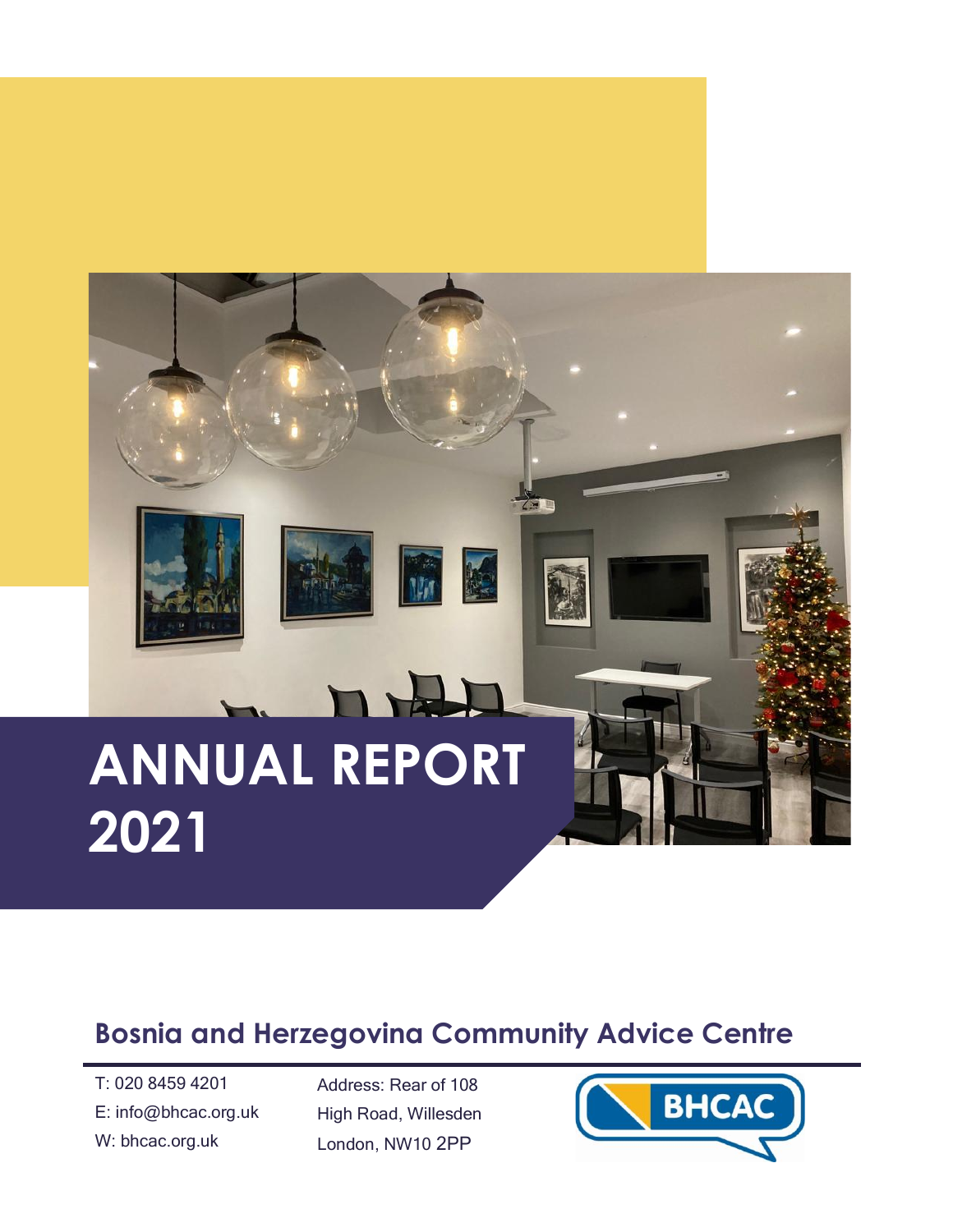# ANNUAL REPORT 2021

## Bosnia and Herzegovina Community Advice Centre

T: 020 8459 4201
E: info@bhcac.org.uk
W: bhcac.org.uk

Address: Rear of 108
High Road, Willesden
London, NW10 2PP

BHCAC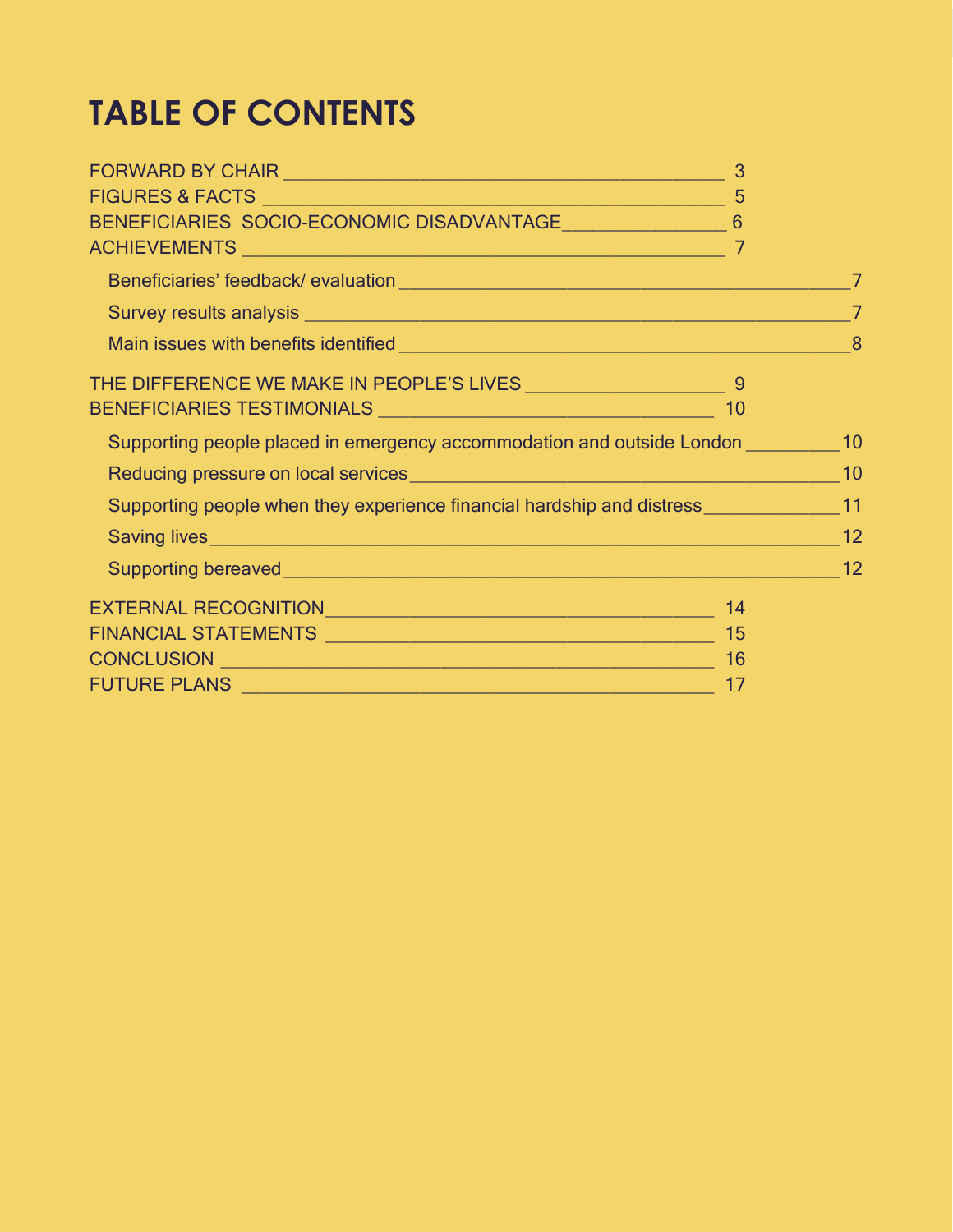# TABLE OF CONTENTS

FORWARD BY CHAIR ____________________________________________ 3
FIGURES & FACTS _____________________________________________ 5
BENEFICIARIES SOCIO-ECONOMIC DISADVANTAGE________________ 6
ACHIEVEMENTS _______________________________________________ 7

- Beneficiaries' feedback/ evaluation _______________________________________7
- Survey results analysis _______________________________________________7
- Main issues with benefits identified ______________________________________8

THE DIFFERENCE WE MAKE IN PEOPLE'S LIVES ____________________ 9
BENEFICIARIES TESTIMONIALS ___________________________________ 10

- Supporting people placed in emergency accommodation and outside London _________10
- Reducing pressure on local services______________________________________10
- Supporting people when they experience financial hardship and distress_____________11
- Saving lives_________________________________________________________12
- Supporting bereaved___________________________________________________12

EXTERNAL RECOGNITION_________________________________________ 14
FINANCIAL STATEMENTS _________________________________________ 15
CONCLUSION ___________________________________________________ 16
FUTURE PLANS _________________________________________________ 17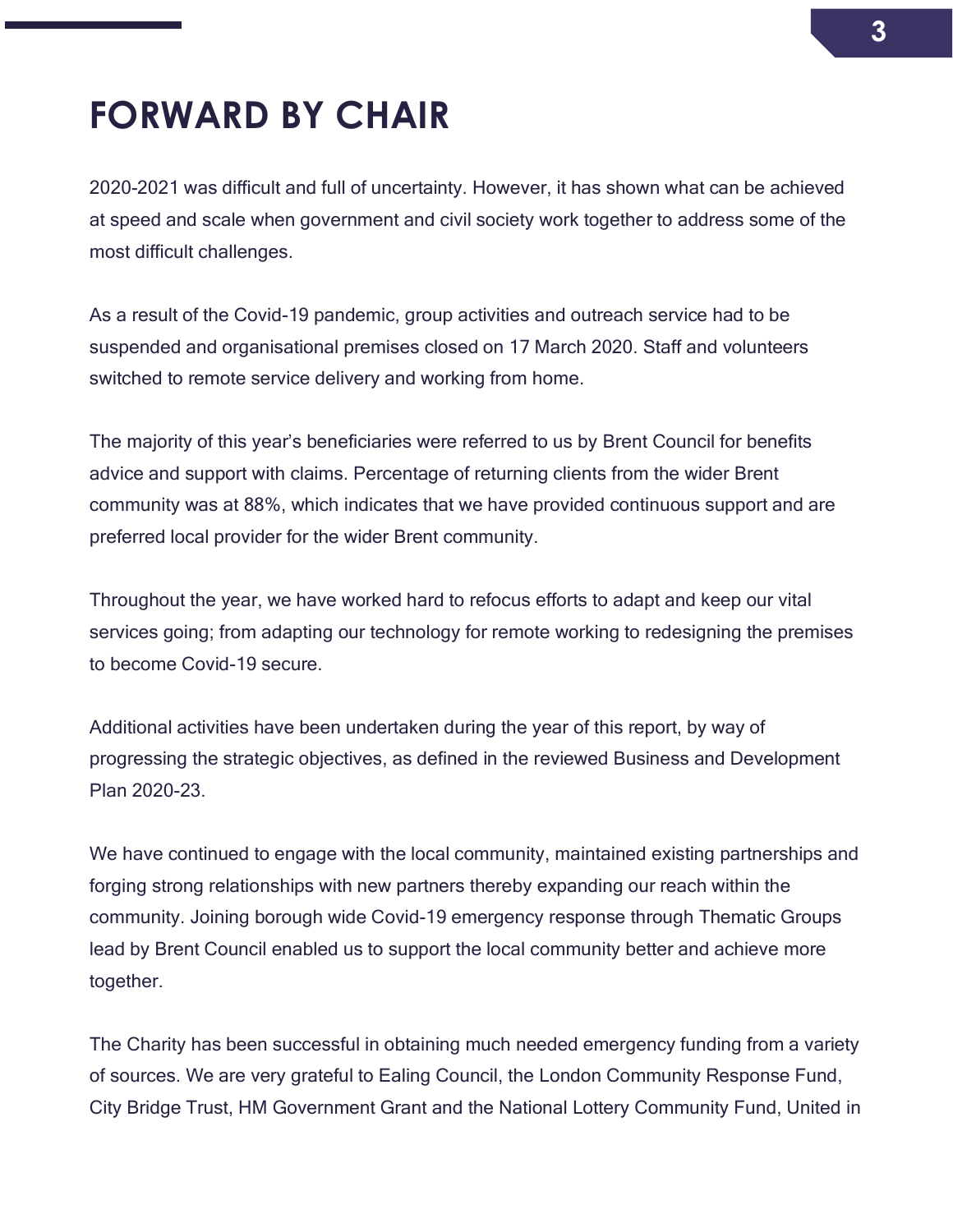# FORWARD BY CHAIR

2020-2021 was difficult and full of uncertainty. However, it has shown what can be achieved at speed and scale when government and civil society work together to address some of the most difficult challenges.

As a result of the Covid-19 pandemic, group activities and outreach service had to be suspended and organisational premises closed on 17 March 2020. Staff and volunteers switched to remote service delivery and working from home.

The majority of this year's beneficiaries were referred to us by Brent Council for benefits advice and support with claims. Percentage of returning clients from the wider Brent community was at 88%, which indicates that we have provided continuous support and are preferred local provider for the wider Brent community.

Throughout the year, we have worked hard to refocus efforts to adapt and keep our vital services going; from adapting our technology for remote working to redesigning the premises to become Covid-19 secure.

Additional activities have been undertaken during the year of this report, by way of progressing the strategic objectives, as defined in the reviewed Business and Development Plan 2020-23.

We have continued to engage with the local community, maintained existing partnerships and forging strong relationships with new partners thereby expanding our reach within the community. Joining borough wide Covid-19 emergency response through Thematic Groups lead by Brent Council enabled us to support the local community better and achieve more together.

The Charity has been successful in obtaining much needed emergency funding from a variety of sources. We are very grateful to Ealing Council, the London Community Response Fund, City Bridge Trust, HM Government Grant and the National Lottery Community Fund, United in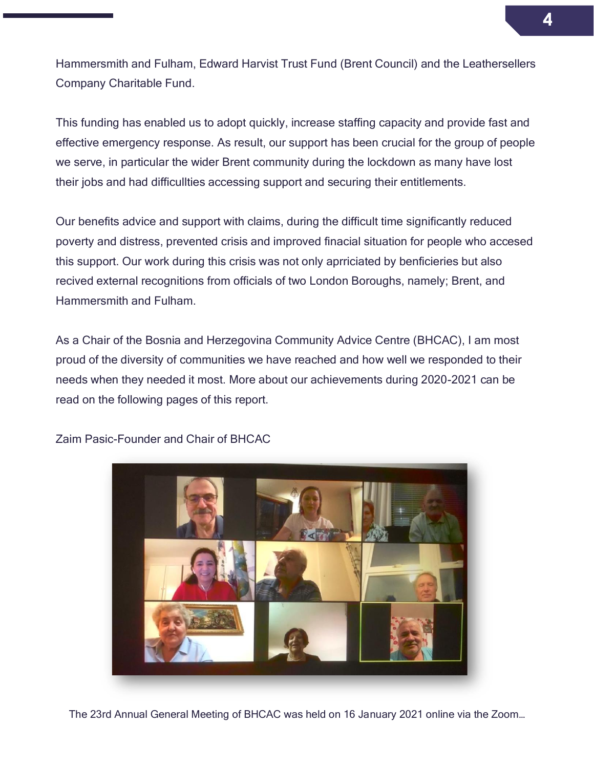Hammersmith and Fulham, Edward Harvist Trust Fund (Brent Council) and the Leathersellers Company Charitable Fund.

This funding has enabled us to adopt quickly, increase staffing capacity and provide fast and effective emergency response. As result, our support has been crucial for the group of people we serve, in particular the wider Brent community during the lockdown as many have lost their jobs and had difficullties accessing support and securing their entitlements.

Our benefits advice and support with claims, during the difficult time significantly reduced poverty and distress, prevented crisis and improved finacial situation for people who accesed this support. Our work during this crisis was not only aprriciated by benficieries but also recived external recognitions from officials of two London Boroughs, namely; Brent, and Hammersmith and Fulham.

As a Chair of the Bosnia and Herzegovina Community Advice Centre (BHCAC), I am most proud of the diversity of communities we have reached and how well we responded to their needs when they needed it most. More about our achievements during 2020-2021 can be read on the following pages of this report.

Zaim Pasic-Founder and Chair of BHCAC

The 23rd Annual General Meeting of BHCAC was held on 16 January 2021 online via the Zoom…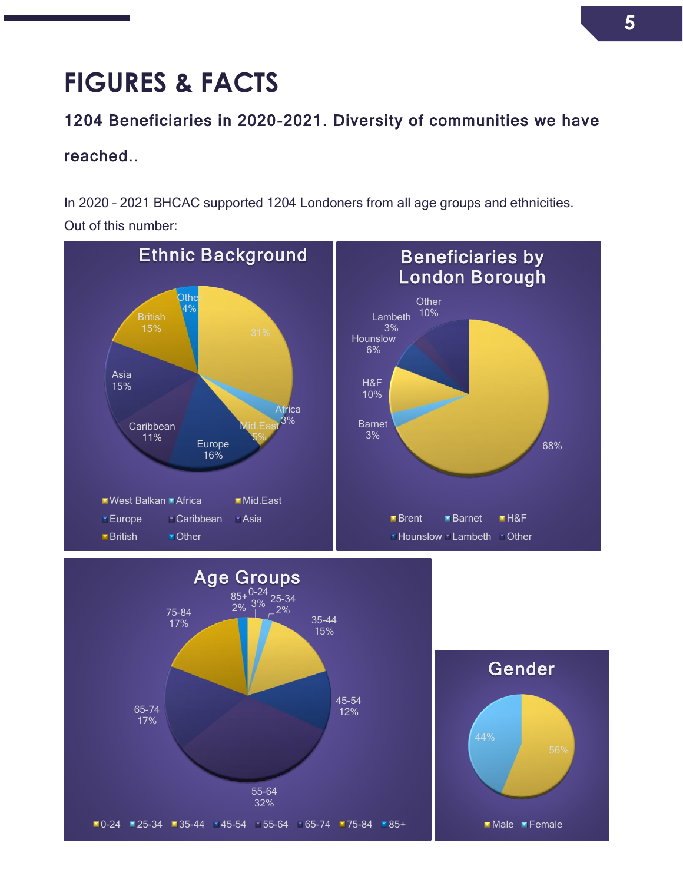# FIGURES & FACTS

**1204 Beneficiaries in 2020-2021. Diversity of communities we have reached..**

In 2020 - 2021 BHCAC supported 1204 Londoners from all age groups and ethnicities. Out of this number:

## Ethnic Background

| Ethnic Background | % |
|---|---|
| West Balkan | 31% |
| Africa | 3% |
| Mid.East | 5% |
| Europe | 16% |
| Caribbean | 11% |
| Asia | 15% |
| British | 15% |
| Other | 4% |

## Beneficiaries by London Borough

| Borough | % |
|---|---|
| Brent | 68% |
| Barnet | 3% |
| H&F | 10% |
| Hounslow | 6% |
| Lambeth | 3% |
| Other | 10% |

## Age Groups

| Age Group | % |
|---|---|
| 0-24 | 3% |
| 25-34 | 2% |
| 35-44 | 15% |
| 45-54 | 12% |
| 55-64 | 32% |
| 65-74 | 17% |
| 75-84 | 17% |
| 85+ | 2% |

## Gender

| Gender | % |
|---|---|
| Male | 56% |
| Female | 44% |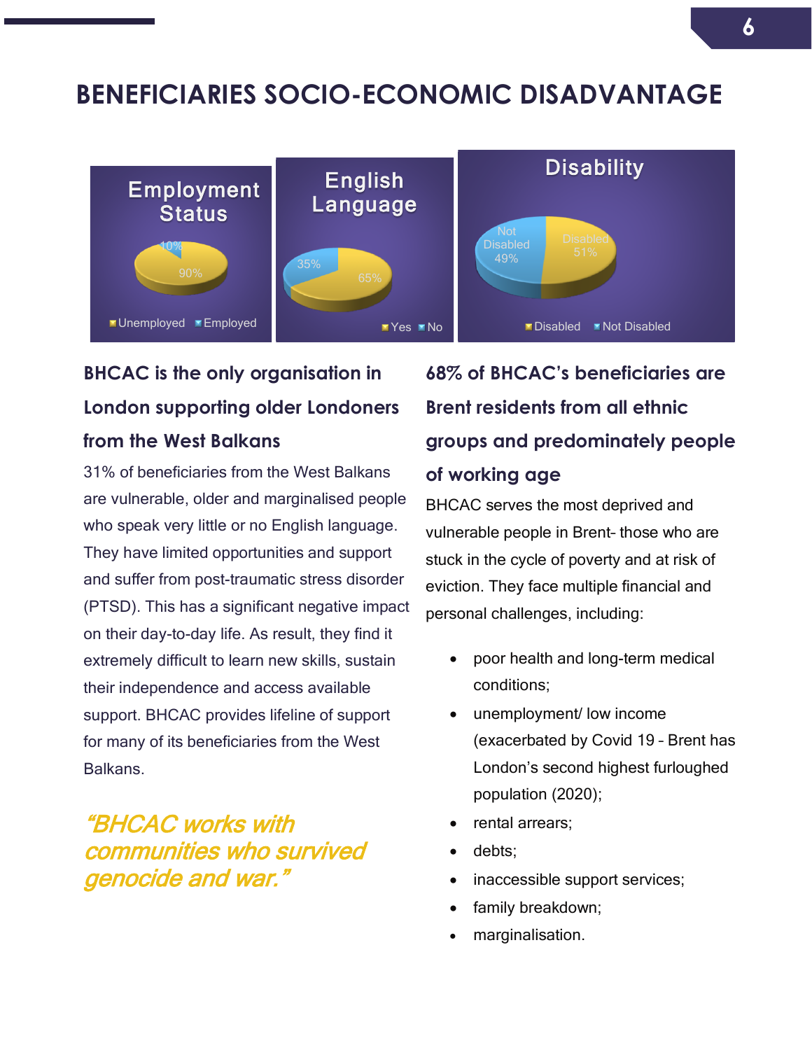# BENEFICIARIES SOCIO-ECONOMIC DISADVANTAGE

**Employment Status**

- Unemployed: 90%
- Employed: 10%

**English Language**

- Yes: 65%
- No: 35%

**Disability**

- Disabled: 51%
- Not Disabled: 49%

### BHCAC is the only organisation in London supporting older Londoners from the West Balkans

31% of beneficiaries from the West Balkans are vulnerable, older and marginalised people who speak very little or no English language. They have limited opportunities and support and suffer from post-traumatic stress disorder (PTSD). This has a significant negative impact on their day-to-day life. As result, they find it extremely difficult to learn new skills, sustain their independence and access available support. BHCAC provides lifeline of support for many of its beneficiaries from the West Balkans.

*"BHCAC works with communities who survived genocide and war."*

### 68% of BHCAC's beneficiaries are Brent residents from all ethnic groups and predominately people of working age

BHCAC serves the most deprived and vulnerable people in Brent- those who are stuck in the cycle of poverty and at risk of eviction. They face multiple financial and personal challenges, including:

- poor health and long-term medical conditions;
- unemployment/ low income (exacerbated by Covid 19 - Brent has London's second highest furloughed population (2020);
- rental arrears;
- debts;
- inaccessible support services;
- family breakdown;
- marginalisation.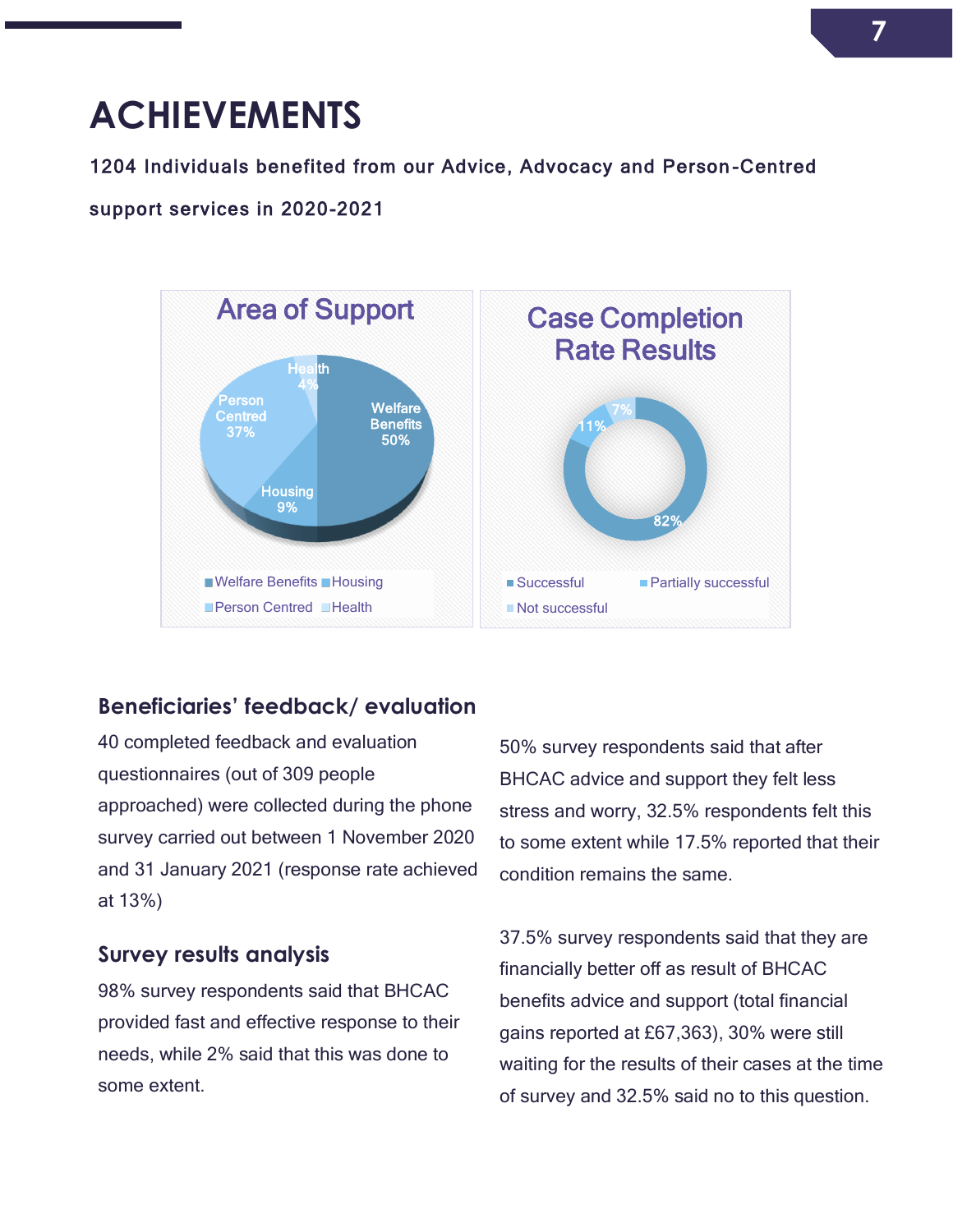# ACHIEVEMENTS

**1204 Individuals benefited from our Advice, Advocacy and Person-Centred support services in 2020-2021**

**Area of Support**

| Area | % |
|---|---|
| Welfare Benefits | 50% |
| Housing | 9% |
| Person Centred | 37% |
| Health | 4% |

**Case Completion Rate Results**

| Result | % |
|---|---|
| Successful | 82% |
| Partially successful | 11% |
| Not successful | 7% |

## Beneficiaries' feedback/ evaluation

40 completed feedback and evaluation questionnaires (out of 309 people approached) were collected during the phone survey carried out between 1 November 2020 and 31 January 2021 (response rate achieved at 13%)

## Survey results analysis

98% survey respondents said that BHCAC provided fast and effective response to their needs, while 2% said that this was done to some extent.

50% survey respondents said that after BHCAC advice and support they felt less stress and worry, 32.5% respondents felt this to some extent while 17.5% reported that their condition remains the same.

37.5% survey respondents said that they are financially better off as result of BHCAC benefits advice and support (total financial gains reported at £67,363), 30% were still waiting for the results of their cases at the time of survey and 32.5% said no to this question.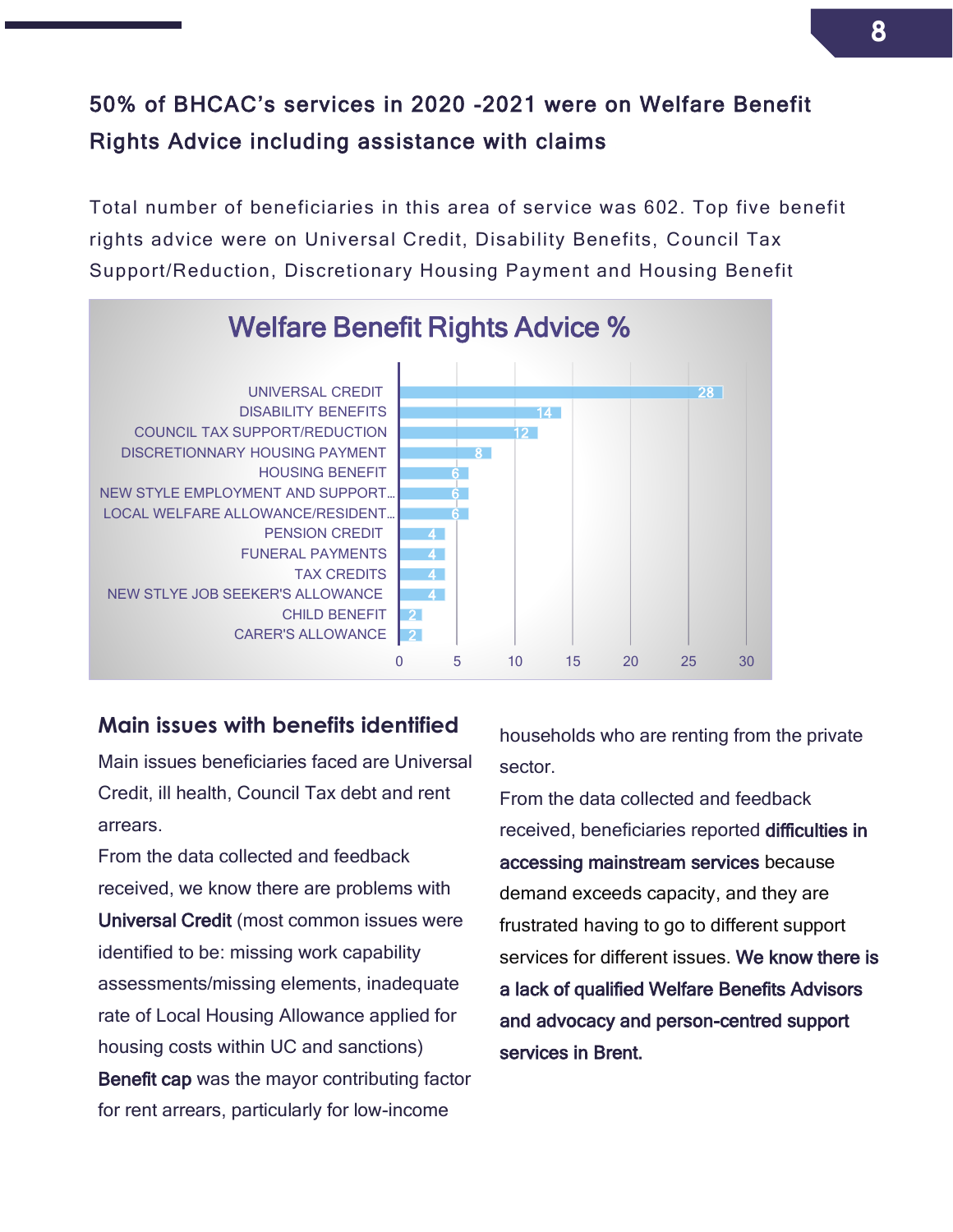## 50% of BHCAC's services in 2020 -2021 were on Welfare Benefit Rights Advice including assistance with claims

Total number of beneficiaries in this area of service was 602. Top five benefit rights advice were on Universal Credit, Disability Benefits, Council Tax Support/Reduction, Discretionary Housing Payment and Housing Benefit

**Welfare Benefit Rights Advice %**

| Category | % |
| --- | --- |
| UNIVERSAL CREDIT | 28 |
| DISABILITY BENEFITS | 14 |
| COUNCIL TAX SUPPORT/REDUCTION | 12 |
| DISCRETIONNARY HOUSING PAYMENT | 8 |
| HOUSING BENEFIT | 6 |
| NEW STYLE EMPLOYMENT AND SUPPORT... | 6 |
| LOCAL WELFARE ALLOWANCE/RESIDENT... | 6 |
| PENSION CREDIT | 4 |
| FUNERAL PAYMENTS | 4 |
| TAX CREDITS | 4 |
| NEW STLYE JOB SEEKER'S ALLOWANCE | 4 |
| CHILD BENEFIT | 2 |
| CARER'S ALLOWANCE | 2 |

### Main issues with benefits identified

Main issues beneficiaries faced are Universal Credit, ill health, Council Tax debt and rent arrears.

From the data collected and feedback received, we know there are problems with **Universal Credit** (most common issues were identified to be: missing work capability assessments/missing elements, inadequate rate of Local Housing Allowance applied for housing costs within UC and sanctions)

**Benefit cap** was the mayor contributing factor for rent arrears, particularly for low-income households who are renting from the private sector.

From the data collected and feedback received, beneficiaries reported **difficulties in accessing mainstream services** because demand exceeds capacity, and they are frustrated having to go to different support services for different issues. **We know there is a lack of qualified Welfare Benefits Advisors and advocacy and person-centred support services in Brent.**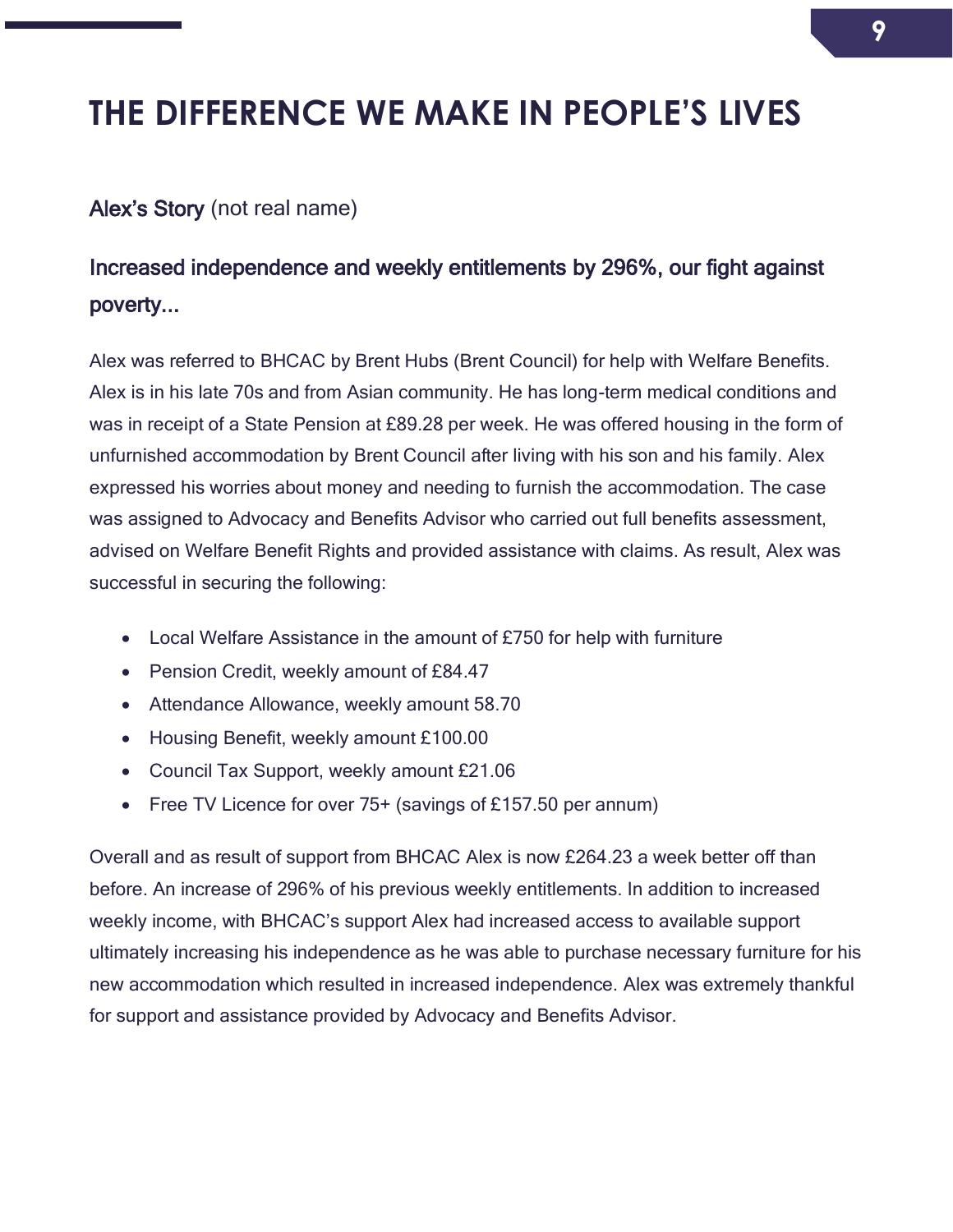# THE DIFFERENCE WE MAKE IN PEOPLE'S LIVES

Alex's Story (not real name)

### Increased independence and weekly entitlements by 296%, our fight against poverty...

Alex was referred to BHCAC by Brent Hubs (Brent Council) for help with Welfare Benefits. Alex is in his late 70s and from Asian community. He has long-term medical conditions and was in receipt of a State Pension at £89.28 per week. He was offered housing in the form of unfurnished accommodation by Brent Council after living with his son and his family. Alex expressed his worries about money and needing to furnish the accommodation. The case was assigned to Advocacy and Benefits Advisor who carried out full benefits assessment, advised on Welfare Benefit Rights and provided assistance with claims. As result, Alex was successful in securing the following:

- Local Welfare Assistance in the amount of £750 for help with furniture
- Pension Credit, weekly amount of £84.47
- Attendance Allowance, weekly amount 58.70
- Housing Benefit, weekly amount £100.00
- Council Tax Support, weekly amount £21.06
- Free TV Licence for over 75+ (savings of £157.50 per annum)

Overall and as result of support from BHCAC Alex is now £264.23 a week better off than before. An increase of 296% of his previous weekly entitlements. In addition to increased weekly income, with BHCAC's support Alex had increased access to available support ultimately increasing his independence as he was able to purchase necessary furniture for his new accommodation which resulted in increased independence. Alex was extremely thankful for support and assistance provided by Advocacy and Benefits Advisor.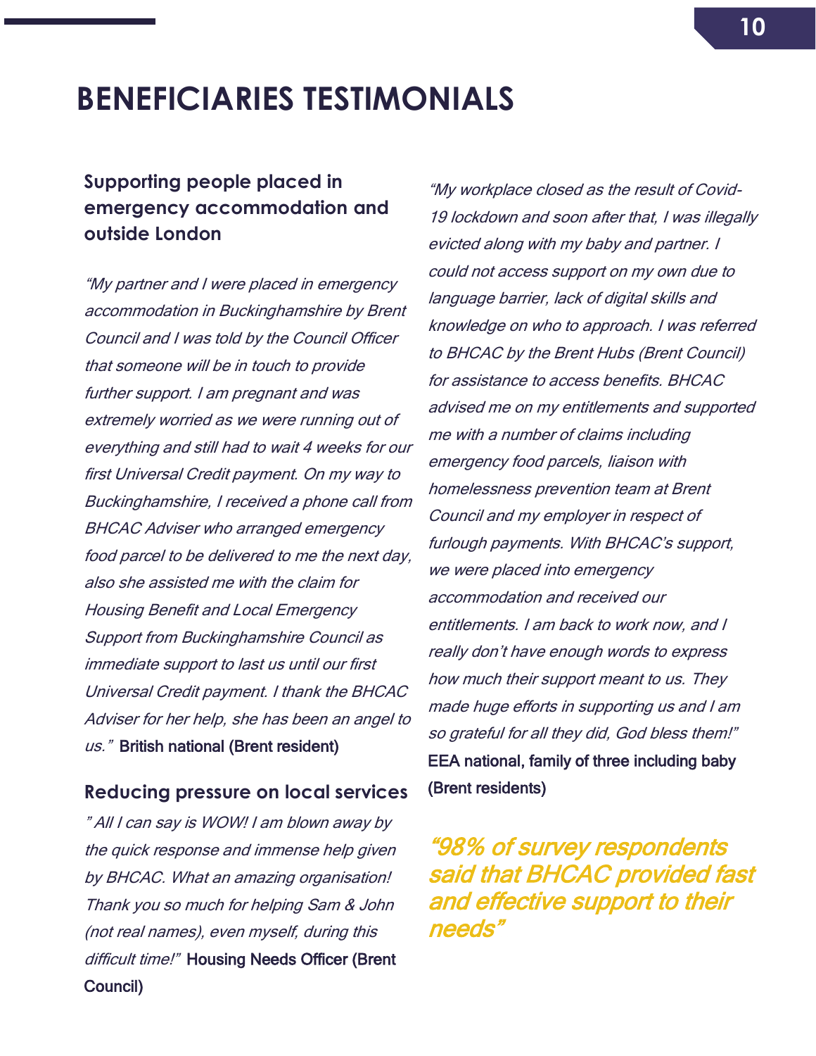# BENEFICIARIES TESTIMONIALS

### Supporting people placed in emergency accommodation and outside London

*"My partner and I were placed in emergency accommodation in Buckinghamshire by Brent Council and I was told by the Council Officer that someone will be in touch to provide further support. I am pregnant and was extremely worried as we were running out of everything and still had to wait 4 weeks for our first Universal Credit payment. On my way to Buckinghamshire, I received a phone call from BHCAC Adviser who arranged emergency food parcel to be delivered to me the next day, also she assisted me with the claim for Housing Benefit and Local Emergency Support from Buckinghamshire Council as immediate support to last us until our first Universal Credit payment. I thank the BHCAC Adviser for her help, she has been an angel to us."* British national (Brent resident)

### Reducing pressure on local services

*" All I can say is WOW! I am blown away by the quick response and immense help given by BHCAC. What an amazing organisation! Thank you so much for helping Sam & John (not real names), even myself, during this difficult time!"* Housing Needs Officer (Brent Council)

*"My workplace closed as the result of Covid-19 lockdown and soon after that, I was illegally evicted along with my baby and partner. I could not access support on my own due to language barrier, lack of digital skills and knowledge on who to approach. I was referred to BHCAC by the Brent Hubs (Brent Council) for assistance to access benefits. BHCAC advised me on my entitlements and supported me with a number of claims including emergency food parcels, liaison with homelessness prevention team at Brent Council and my employer in respect of furlough payments. With BHCAC's support, we were placed into emergency accommodation and received our entitlements. I am back to work now, and I really don't have enough words to express how much their support meant to us. They made huge efforts in supporting us and I am so grateful for all they did, God bless them!"* EEA national, family of three including baby (Brent residents)

***"98% of survey respondents said that BHCAC provided fast and effective support to their needs"***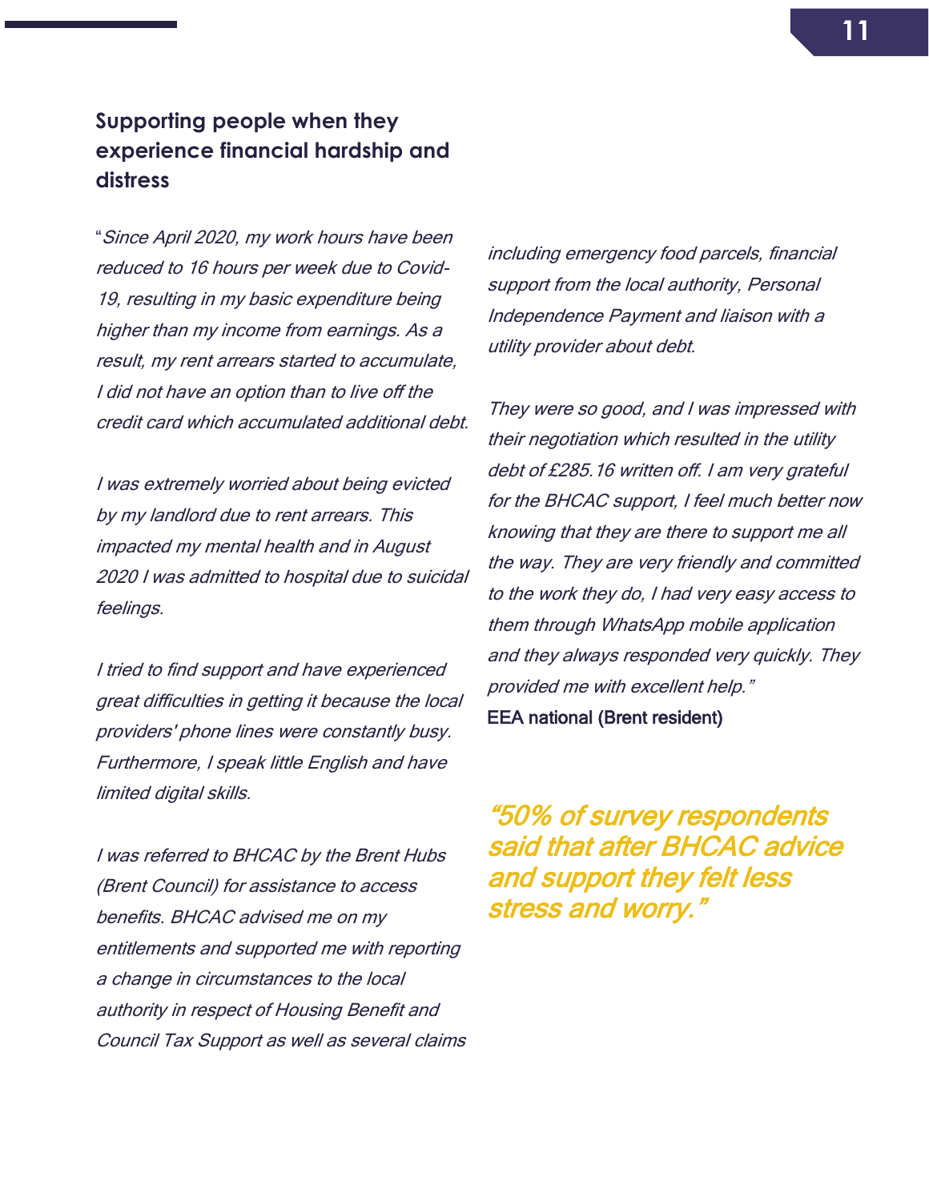## Supporting people when they experience financial hardship and distress

"*Since April 2020, my work hours have been reduced to 16 hours per week due to Covid-19, resulting in my basic expenditure being higher than my income from earnings. As a result, my rent arrears started to accumulate, I did not have an option than to live off the credit card which accumulated additional debt.*

*I was extremely worried about being evicted by my landlord due to rent arrears. This impacted my mental health and in August 2020 I was admitted to hospital due to suicidal feelings.*

*I tried to find support and have experienced great difficulties in getting it because the local providers' phone lines were constantly busy. Furthermore, I speak little English and have limited digital skills.*

*I was referred to BHCAC by the Brent Hubs (Brent Council) for assistance to access benefits. BHCAC advised me on my entitlements and supported me with reporting a change in circumstances to the local authority in respect of Housing Benefit and Council Tax Support as well as several claims including emergency food parcels, financial support from the local authority, Personal Independence Payment and liaison with a utility provider about debt.*

*They were so good, and I was impressed with their negotiation which resulted in the utility debt of £285.16 written off. I am very grateful for the BHCAC support, I feel much better now knowing that they are there to support me all the way. They are very friendly and committed to the work they do, I had very easy access to them through WhatsApp mobile application and they always responded very quickly. They provided me with excellent help."*

EEA national (Brent resident)

***"50% of survey respondents said that after BHCAC advice and support they felt less stress and worry."***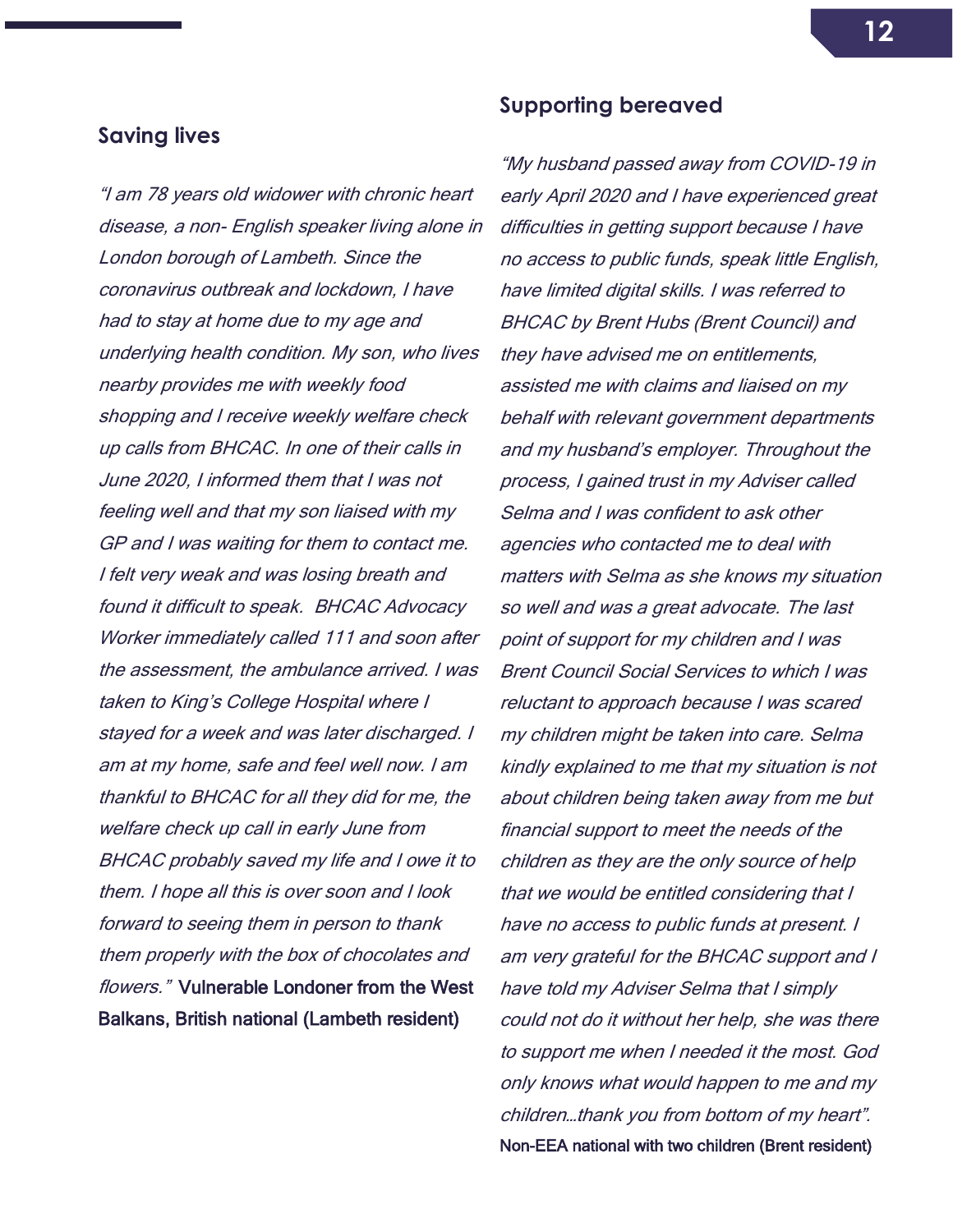## Saving lives

*"I am 78 years old widower with chronic heart disease, a non- English speaker living alone in London borough of Lambeth. Since the coronavirus outbreak and lockdown, I have had to stay at home due to my age and underlying health condition. My son, who lives nearby provides me with weekly food shopping and I receive weekly welfare check up calls from BHCAC. In one of their calls in June 2020, I informed them that I was not feeling well and that my son liaised with my GP and I was waiting for them to contact me. I felt very weak and was losing breath and found it difficult to speak. BHCAC Advocacy Worker immediately called 111 and soon after the assessment, the ambulance arrived. I was taken to King's College Hospital where I stayed for a week and was later discharged. I am at my home, safe and feel well now. I am thankful to BHCAC for all they did for me, the welfare check up call in early June from BHCAC probably saved my life and I owe it to them. I hope all this is over soon and I look forward to seeing them in person to thank them properly with the box of chocolates and flowers."* Vulnerable Londoner from the West Balkans, British national (Lambeth resident)

## Supporting bereaved

*"My husband passed away from COVID-19 in early April 2020 and I have experienced great difficulties in getting support because I have no access to public funds, speak little English, have limited digital skills. I was referred to BHCAC by Brent Hubs (Brent Council) and they have advised me on entitlements, assisted me with claims and liaised on my behalf with relevant government departments and my husband's employer. Throughout the process, I gained trust in my Adviser called Selma and I was confident to ask other agencies who contacted me to deal with matters with Selma as she knows my situation so well and was a great advocate. The last point of support for my children and I was Brent Council Social Services to which I was reluctant to approach because I was scared my children might be taken into care. Selma kindly explained to me that my situation is not about children being taken away from me but financial support to meet the needs of the children as they are the only source of help that we would be entitled considering that I have no access to public funds at present. I am very grateful for the BHCAC support and I have told my Adviser Selma that I simply could not do it without her help, she was there to support me when I needed it the most. God only knows what would happen to me and my children…thank you from bottom of my heart".*

Non-EEA national with two children (Brent resident)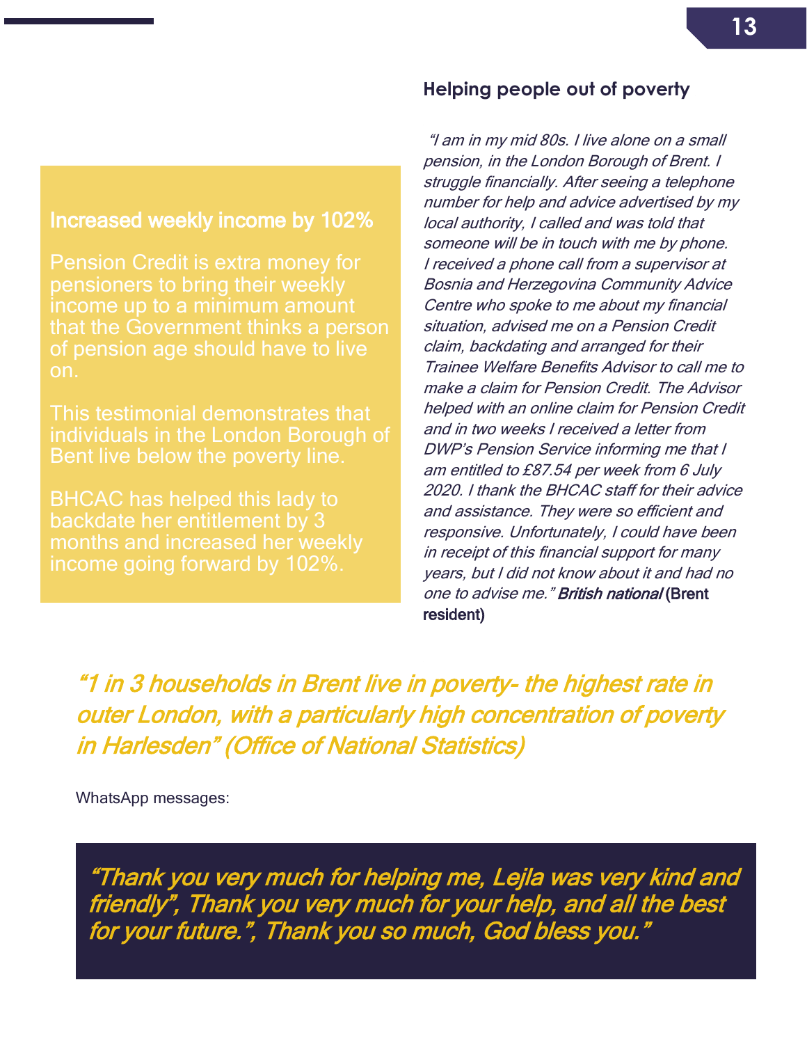## Helping people out of poverty

*"I am in my mid 80s. I live alone on a small pension, in the London Borough of Brent. I struggle financially. After seeing a telephone number for help and advice advertised by my local authority, I called and was told that someone will be in touch with me by phone. I received a phone call from a supervisor at Bosnia and Herzegovina Community Advice Centre who spoke to me about my financial situation, advised me on a Pension Credit claim, backdating and arranged for their Trainee Welfare Benefits Advisor to call me to make a claim for Pension Credit. The Advisor helped with an online claim for Pension Credit and in two weeks I received a letter from DWP's Pension Service informing me that I am entitled to £87.54 per week from 6 July 2020. I thank the BHCAC staff for their advice and assistance. They were so efficient and responsive. Unfortunately, I could have been in receipt of this financial support for many years, but I did not know about it and had no one to advise me."* ***British national*** **(Brent resident)**

### Increased weekly income by 102%

Pension Credit is extra money for pensioners to bring their weekly income up to a minimum amount that the Government thinks a person of pension age should have to live on.

This testimonial demonstrates that individuals in the London Borough of Bent live below the poverty line.

BHCAC has helped this lady to backdate her entitlement by 3 months and increased her weekly income going forward by 102%.

*"1 in 3 households in Brent live in poverty- the highest rate in outer London, with a particularly high concentration of poverty in Harlesden" (Office of National Statistics)*

WhatsApp messages:

*"Thank you very much for helping me, Lejla was very kind and friendly", Thank you very much for your help, and all the best for your future.", Thank you so much, God bless you."*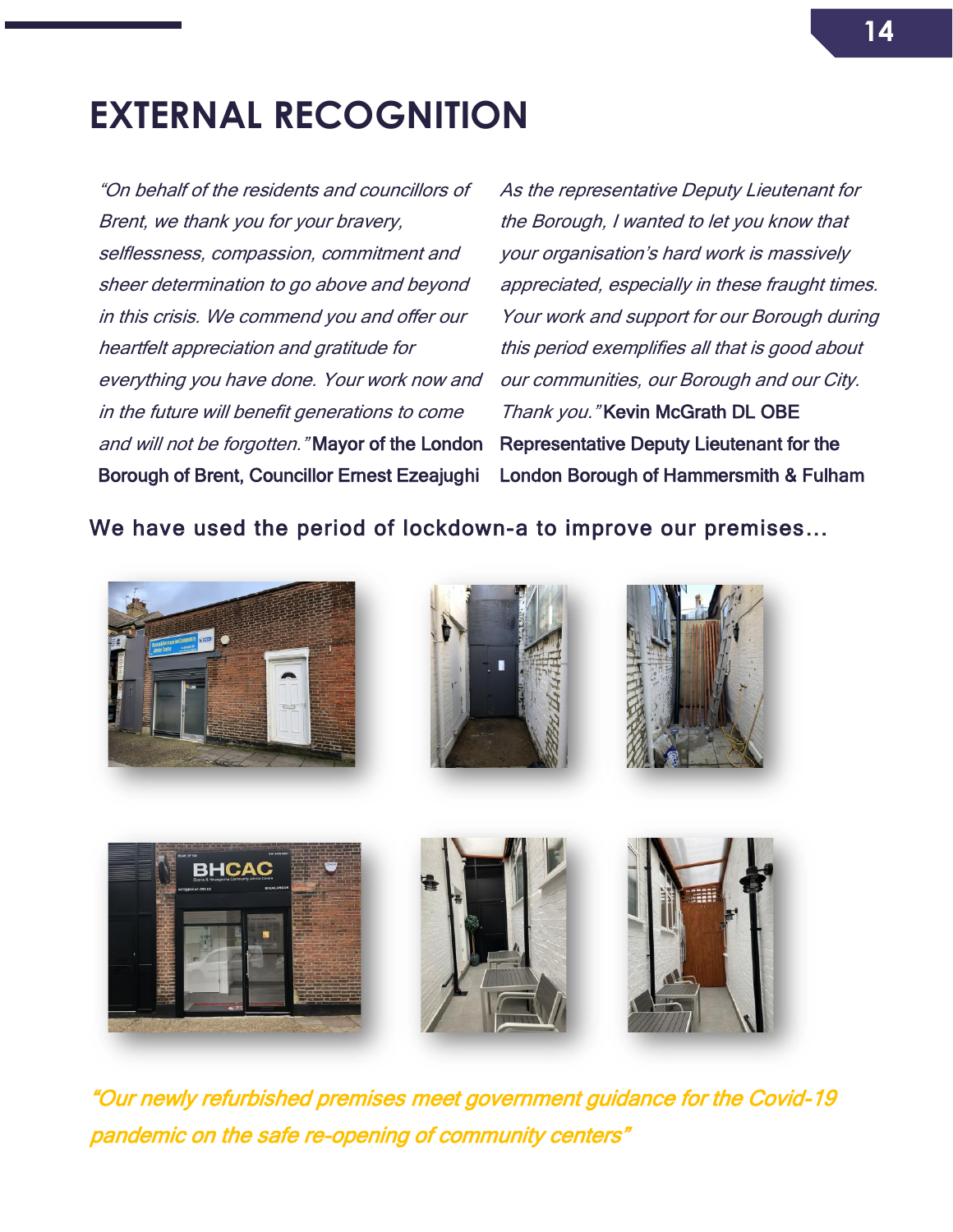# EXTERNAL RECOGNITION

*"On behalf of the residents and councillors of Brent, we thank you for your bravery, selflessness, compassion, commitment and sheer determination to go above and beyond in this crisis. We commend you and offer our heartfelt appreciation and gratitude for everything you have done. Your work now and in the future will benefit generations to come and will not be forgotten."* Mayor of the London Borough of Brent, Councillor Ernest Ezeajughi

*As the representative Deputy Lieutenant for the Borough, I wanted to let you know that your organisation's hard work is massively appreciated, especially in these fraught times. Your work and support for our Borough during this period exemplifies all that is good about our communities, our Borough and our City. Thank you."* Kevin McGrath DL OBE Representative Deputy Lieutenant for the London Borough of Hammersmith & Fulham

We have used the period of lockdown-a to improve our premises...

*"Our newly refurbished premises meet government guidance for the Covid-19 pandemic on the safe re-opening of community centers"*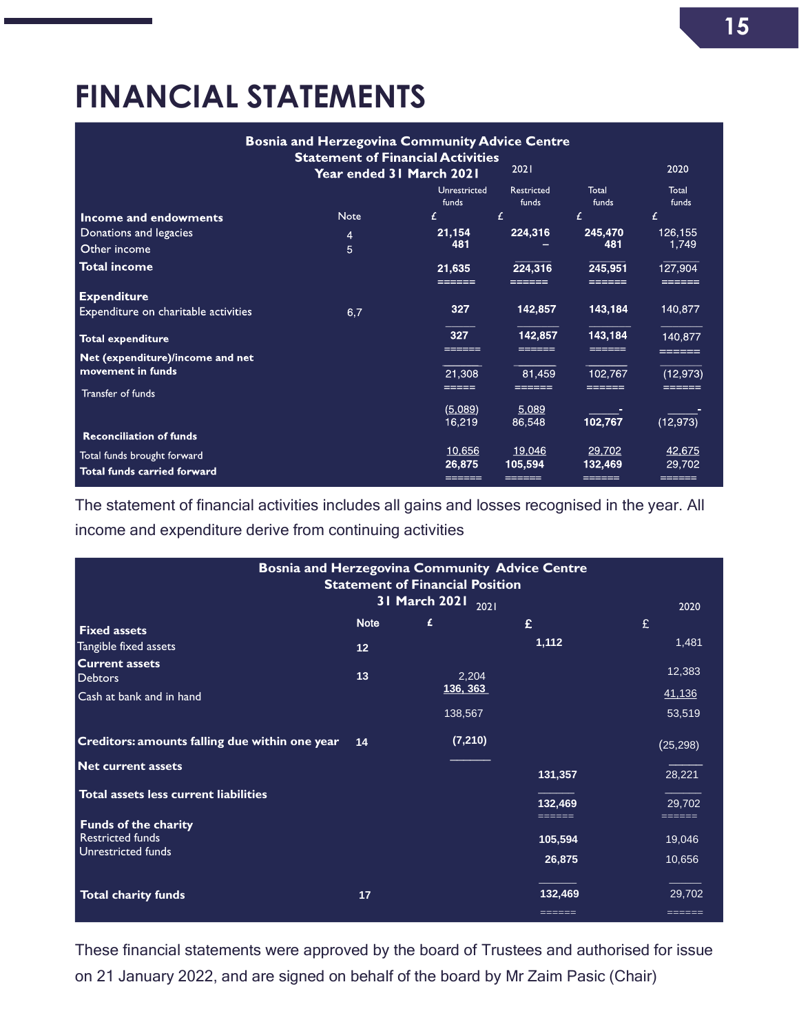# FINANCIAL STATEMENTS

**Bosnia and Herzegovina Community Advice Centre**
**Statement of Financial Activities**
**Year ended 31 March 2021**

| | Note | 2021 Unrestricted funds £ | 2021 Restricted funds £ | 2021 Total funds £ | 2020 Total funds £ |
|---|---|---|---|---|---|
| **Income and endowments** | | | | | |
| Donations and legacies | 4 | 21,154 | 224,316 | 245,470 | 126,155 |
| Other income | 5 | 481 | – | 481 | 1,749 |
| **Total income** | | 21,635 | 224,316 | 245,951 | 127,904 |
| **Expenditure** | | | | | |
| Expenditure on charitable activities | 6,7 | 327 | 142,857 | 143,184 | 140,877 |
| **Total expenditure** | | 327 | 142,857 | 143,184 | 140,877 |
| **Net (expenditure)/income and net movement in funds** | | 21,308 | 81,459 | 102,767 | (12,973) |
| Transfer of funds | | (5,089) | 5,089 | - | - |
| | | 16,219 | 86,548 | 102,767 | (12,973) |
| **Reconciliation of funds** | | | | | |
| Total funds brought forward | | 10,656 | 19,046 | 29,702 | 42,675 |
| **Total funds carried forward** | | 26,875 | 105,594 | 132,469 | 29,702 |

The statement of financial activities includes all gains and losses recognised in the year. All income and expenditure derive from continuing activities

**Bosnia and Herzegovina Community Advice Centre**
**Statement of Financial Position**
**31 March 2021**

| | Note | 2021 £ | 2021 £ | 2020 £ |
|---|---|---|---|---|
| **Fixed assets** | | | | |
| Tangible fixed assets | 12 | | 1,112 | 1,481 |
| **Current assets** | | | | |
| Debtors | 13 | 2,204 | | 12,383 |
| Cash at bank and in hand | | 136, 363 | | 41,136 |
| | | 138,567 | | 53,519 |
| **Creditors: amounts falling due within one year** | 14 | (7,210) | | (25,298) |
| **Net current assets** | | | 131,357 | 28,221 |
| **Total assets less current liabilities** | | | 132,469 | 29,702 |
| **Funds of the charity** | | | | |
| Restricted funds | | | 105,594 | 19,046 |
| Unrestricted funds | | | 26,875 | 10,656 |
| **Total charity funds** | 17 | | 132,469 | 29,702 |

These financial statements were approved by the board of Trustees and authorised for issue on 21 January 2022, and are signed on behalf of the board by Mr Zaim Pasic (Chair)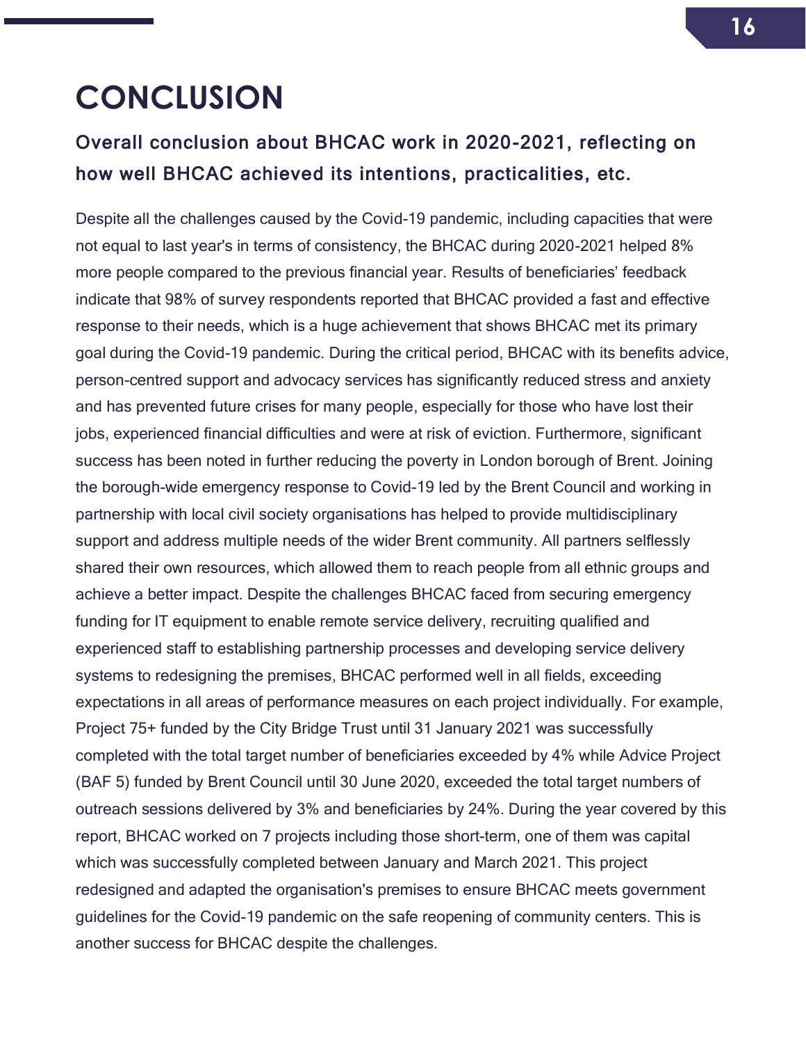# CONCLUSION

## Overall conclusion about BHCAC work in 2020-2021, reflecting on how well BHCAC achieved its intentions, practicalities, etc.

Despite all the challenges caused by the Covid-19 pandemic, including capacities that were not equal to last year's in terms of consistency, the BHCAC during 2020-2021 helped 8% more people compared to the previous financial year. Results of beneficiaries' feedback indicate that 98% of survey respondents reported that BHCAC provided a fast and effective response to their needs, which is a huge achievement that shows BHCAC met its primary goal during the Covid-19 pandemic. During the critical period, BHCAC with its benefits advice, person-centred support and advocacy services has significantly reduced stress and anxiety and has prevented future crises for many people, especially for those who have lost their jobs, experienced financial difficulties and were at risk of eviction. Furthermore, significant success has been noted in further reducing the poverty in London borough of Brent. Joining the borough-wide emergency response to Covid-19 led by the Brent Council and working in partnership with local civil society organisations has helped to provide multidisciplinary support and address multiple needs of the wider Brent community. All partners selflessly shared their own resources, which allowed them to reach people from all ethnic groups and achieve a better impact. Despite the challenges BHCAC faced from securing emergency funding for IT equipment to enable remote service delivery, recruiting qualified and experienced staff to establishing partnership processes and developing service delivery systems to redesigning the premises, BHCAC performed well in all fields, exceeding expectations in all areas of performance measures on each project individually. For example, Project 75+ funded by the City Bridge Trust until 31 January 2021 was successfully completed with the total target number of beneficiaries exceeded by 4% while Advice Project (BAF 5) funded by Brent Council until 30 June 2020, exceeded the total target numbers of outreach sessions delivered by 3% and beneficiaries by 24%. During the year covered by this report, BHCAC worked on 7 projects including those short-term, one of them was capital which was successfully completed between January and March 2021. This project redesigned and adapted the organisation's premises to ensure BHCAC meets government guidelines for the Covid-19 pandemic on the safe reopening of community centers. This is another success for BHCAC despite the challenges.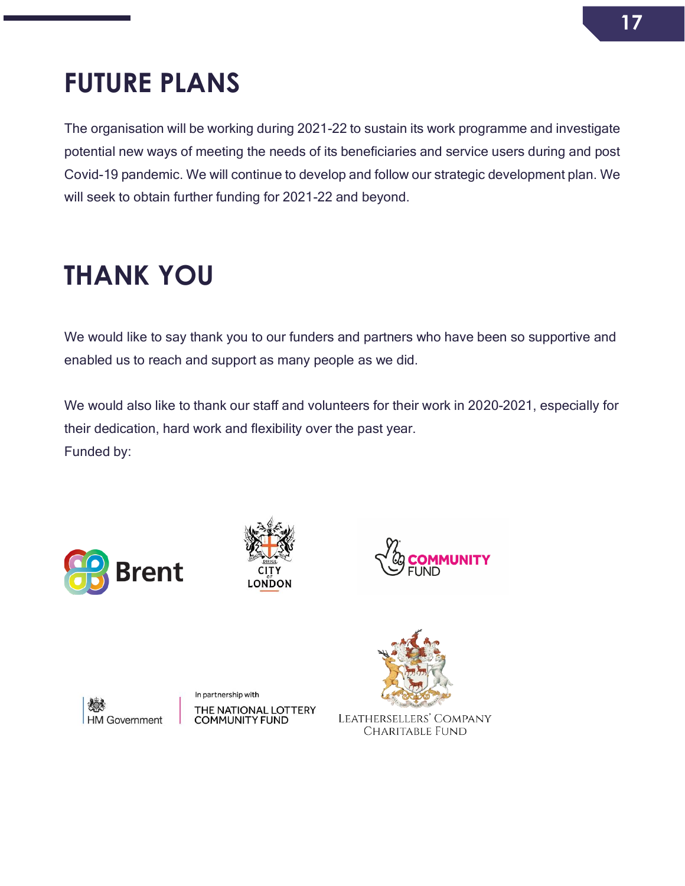# FUTURE PLANS

The organisation will be working during 2021-22 to sustain its work programme and investigate potential new ways of meeting the needs of its beneficiaries and service users during and post Covid-19 pandemic. We will continue to develop and follow our strategic development plan. We will seek to obtain further funding for 2021-22 and beyond.

# THANK YOU

We would like to say thank you to our funders and partners who have been so supportive and enabled us to reach and support as many people as we did.

We would also like to thank our staff and volunteers for their work in 2020-2021, especially for their dedication, hard work and flexibility over the past year.

Funded by:

Brent

CITY OF LONDON

COMMUNITY FUND

HM Government

In partnership with THE NATIONAL LOTTERY COMMUNITY FUND

LEATHERSELLERS' COMPANY CHARITABLE FUND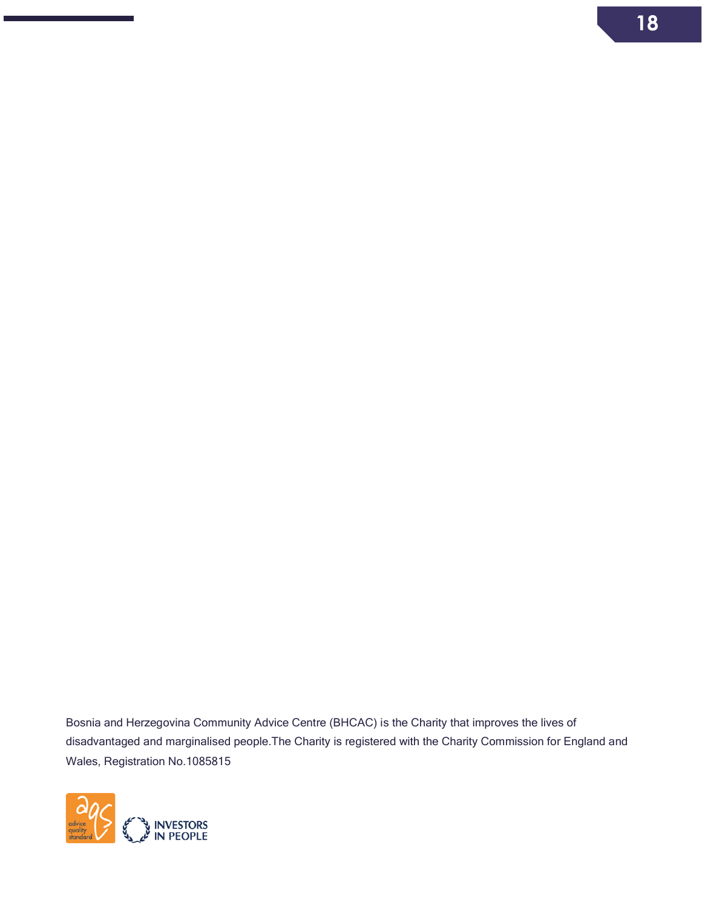Bosnia and Herzegovina Community Advice Centre (BHCAC) is the Charity that improves the lives of disadvantaged and marginalised people.The Charity is registered with the Charity Commission for England and Wales, Registration No.1085815